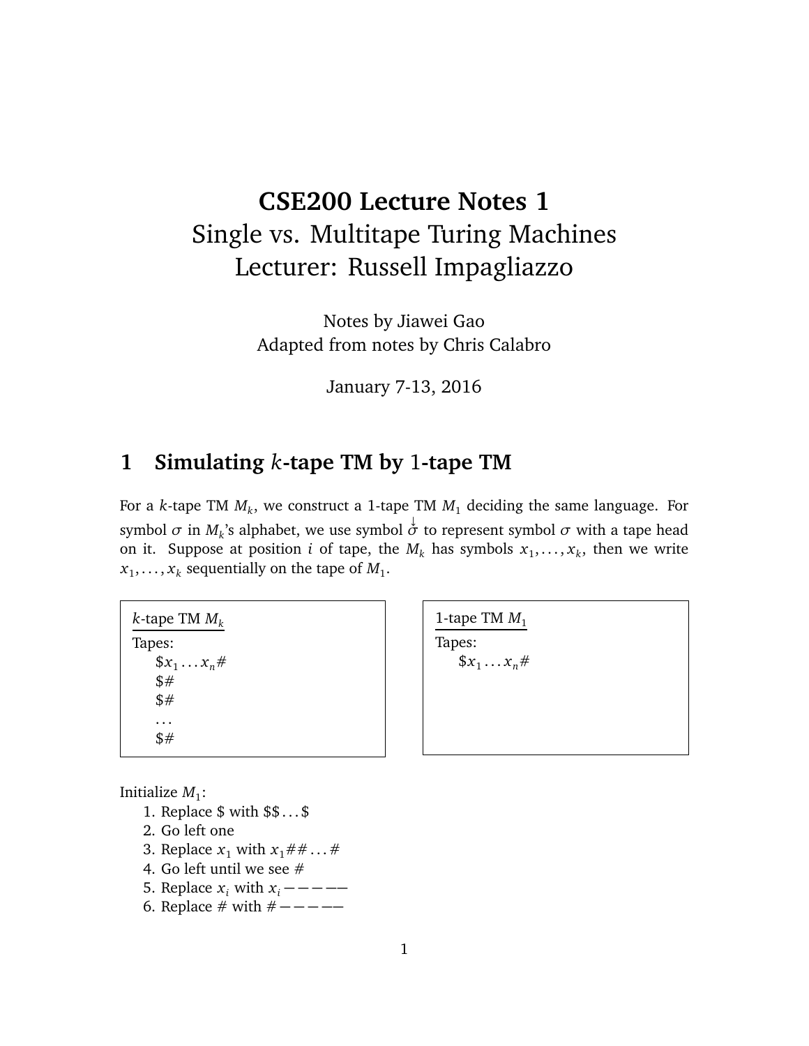# CSE200 Lecture Notes 1
## Single vs. Multitape Turing Machines
## Lecturer: Russell Impagliazzo

Notes by Jiawei Gao
Adapted from notes by Chris Calabro

January 7-13, 2016

## 1 Simulating $k$-tape TM by 1-tape TM

For a $k$-tape TM $M_k$, we construct a 1-tape TM $M_1$ deciding the same language. For symbol $\sigma$ in $M_k$'s alphabet, we use symbol $\overset{\downarrow}{\sigma}$ to represent symbol $\sigma$ with a tape head on it. Suppose at position $i$ of tape, the $M_k$ has symbols $x_1, \ldots, x_k$, then we write $x_1, \ldots, x_k$ sequentially on the tape of $M_1$.

$k$-tape TM $M_k$

Tapes:

$\$x_1 \ldots x_n\#$
$\$\#$
$\$\#$
$\ldots$
$\$\#$

1-tape TM $M_1$

Tapes:

$\$x_1 \ldots x_n\#$

Initialize $M_1$:

1. Replace \$ with \$\$...\$
2. Go left one
3. Replace $x_1$ with $x_1\#\# \ldots \#$
4. Go left until we see #
5. Replace $x_i$ with $x_i$ — — — — —
6. Replace # with # — — — — —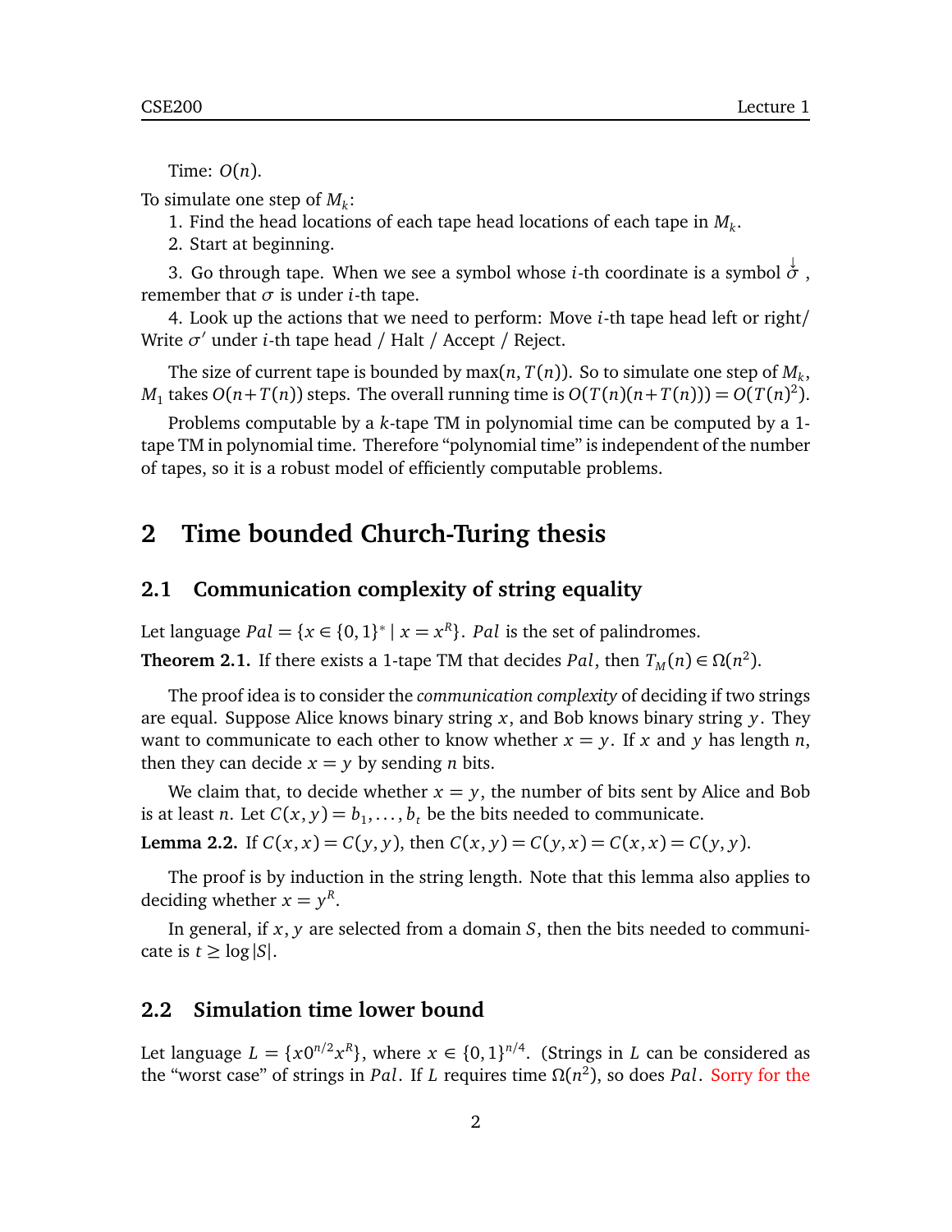Time: $O(n)$.

To simulate one step of $M_k$:

1. Find the head locations of each tape head locations of each tape in $M_k$.

2. Start at beginning.

3. Go through tape. When we see a symbol whose $i$-th coordinate is a symbol $\overset{\downarrow}{\sigma}$, remember that $\sigma$ is under $i$-th tape.

4. Look up the actions that we need to perform: Move $i$-th tape head left or right/ Write $\sigma'$ under $i$-th tape head / Halt / Accept / Reject.

The size of current tape is bounded by $\max(n, T(n))$. So to simulate one step of $M_k$, $M_1$ takes $O(n+T(n))$ steps. The overall running time is $O(T(n)(n+T(n))) = O(T(n)^2)$.

Problems computable by a $k$-tape TM in polynomial time can be computed by a 1-tape TM in polynomial time. Therefore "polynomial time" is independent of the number of tapes, so it is a robust model of efficiently computable problems.

# 2 Time bounded Church-Turing thesis

## 2.1 Communication complexity of string equality

Let language $Pal = \{x \in \{0,1\}^* \mid x = x^R\}$. $Pal$ is the set of palindromes.

**Theorem 2.1.** If there exists a 1-tape TM that decides $Pal$, then $T_M(n) \in \Omega(n^2)$.

The proof idea is to consider the *communication complexity* of deciding if two strings are equal. Suppose Alice knows binary string $x$, and Bob knows binary string $y$. They want to communicate to each other to know whether $x = y$. If $x$ and $y$ has length $n$, then they can decide $x = y$ by sending $n$ bits.

We claim that, to decide whether $x = y$, the number of bits sent by Alice and Bob is at least $n$. Let $C(x, y) = b_1, \ldots, b_t$ be the bits needed to communicate.

**Lemma 2.2.** If $C(x, x) = C(y, y)$, then $C(x, y) = C(y, x) = C(x, x) = C(y, y)$.

The proof is by induction in the string length. Note that this lemma also applies to deciding whether $x = y^R$.

In general, if $x, y$ are selected from a domain $S$, then the bits needed to communicate is $t \geq \log|S|$.

## 2.2 Simulation time lower bound

Let language $L = \{x0^{n/2}x^R\}$, where $x \in \{0,1\}^{n/4}$. (Strings in $L$ can be considered as the "worst case" of strings in $Pal$. If $L$ requires time $\Omega(n^2)$, so does $Pal$. Sorry for the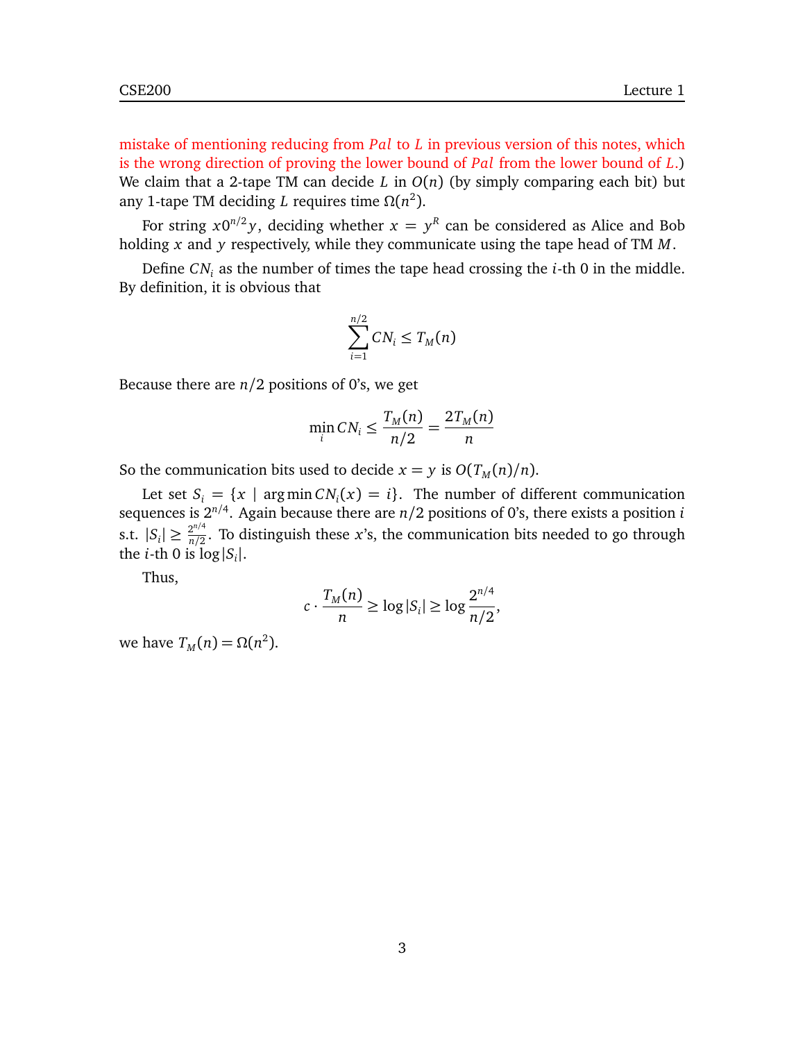mistake of mentioning reducing from $Pal$ to $L$ in previous version of this notes, which is the wrong direction of proving the lower bound of $Pal$ from the lower bound of $L$.) We claim that a 2-tape TM can decide $L$ in $O(n)$ (by simply comparing each bit) but any 1-tape TM deciding $L$ requires time $\Omega(n^2)$.

For string $x0^{n/2}y$, deciding whether $x = y^R$ can be considered as Alice and Bob holding $x$ and $y$ respectively, while they communicate using the tape head of TM $M$.

Define $CN_i$ as the number of times the tape head crossing the $i$-th 0 in the middle. By definition, it is obvious that

$$\sum_{i=1}^{n/2} CN_i \le T_M(n)$$

Because there are $n/2$ positions of 0's, we get

$$\min_i CN_i \le \frac{T_M(n)}{n/2} = \frac{2T_M(n)}{n}$$

So the communication bits used to decide $x = y$ is $O(T_M(n)/n)$.

Let set $S_i = \{x \mid \arg\min CN_i(x) = i\}$. The number of different communication sequences is $2^{n/4}$. Again because there are $n/2$ positions of 0's, there exists a position $i$ s.t. $|S_i| \ge \frac{2^{n/4}}{n/2}$. To distinguish these $x$'s, the communication bits needed to go through the $i$-th 0 is $\log |S_i|$.

Thus,

$$c \cdot \frac{T_M(n)}{n} \ge \log |S_i| \ge \log \frac{2^{n/4}}{n/2},$$

we have $T_M(n) = \Omega(n^2)$.